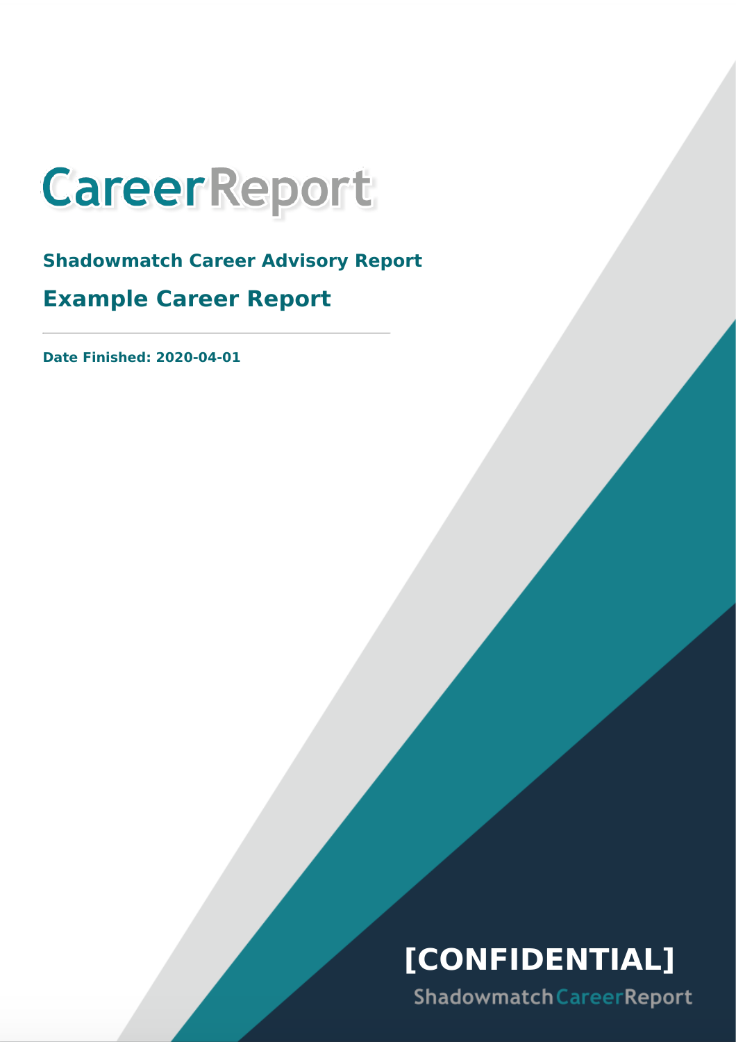# CareerReport

**Shadowmatch Career Advisory Report**

## Example Career Report

---

**Date Finished: 2020-04-01**

**[CONFIDENTIAL]**

ShadowmatchCareerReport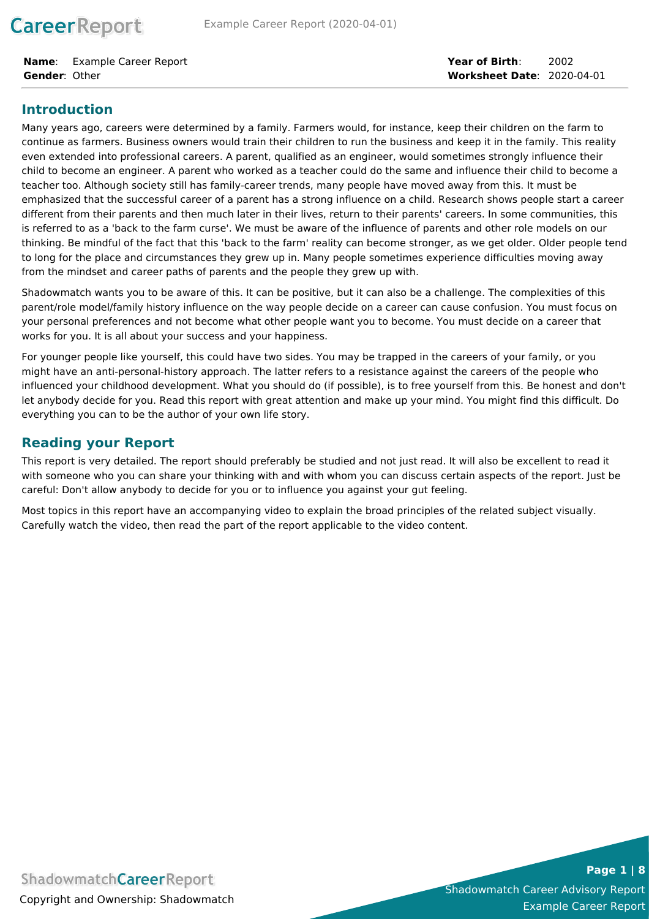**Name**: Example Career Report
**Gender**: Other

**Year of Birth**: 2002
**Worksheet Date**: 2020-04-01

## Introduction

Many years ago, careers were determined by a family. Farmers would, for instance, keep their children on the farm to continue as farmers. Business owners would train their children to run the business and keep it in the family. This reality even extended into professional careers. A parent, qualified as an engineer, would sometimes strongly influence their child to become an engineer. A parent who worked as a teacher could do the same and influence their child to become a teacher too. Although society still has family-career trends, many people have moved away from this. It must be emphasized that the successful career of a parent has a strong influence on a child. Research shows people start a career different from their parents and then much later in their lives, return to their parents' careers. In some communities, this is referred to as a 'back to the farm curse'. We must be aware of the influence of parents and other role models on our thinking. Be mindful of the fact that this 'back to the farm' reality can become stronger, as we get older. Older people tend to long for the place and circumstances they grew up in. Many people sometimes experience difficulties moving away from the mindset and career paths of parents and the people they grew up with.

Shadowmatch wants you to be aware of this. It can be positive, but it can also be a challenge. The complexities of this parent/role model/family history influence on the way people decide on a career can cause confusion. You must focus on your personal preferences and not become what other people want you to become. You must decide on a career that works for you. It is all about your success and your happiness.

For younger people like yourself, this could have two sides. You may be trapped in the careers of your family, or you might have an anti-personal-history approach. The latter refers to a resistance against the careers of the people who influenced your childhood development. What you should do (if possible), is to free yourself from this. Be honest and don't let anybody decide for you. Read this report with great attention and make up your mind. You might find this difficult. Do everything you can to be the author of your own life story.

## Reading your Report

This report is very detailed. The report should preferably be studied and not just read. It will also be excellent to read it with someone who you can share your thinking with and with whom you can discuss certain aspects of the report. Just be careful: Don't allow anybody to decide for you or to influence you against your gut feeling.

Most topics in this report have an accompanying video to explain the broad principles of the related subject visually. Carefully watch the video, then read the part of the report applicable to the video content.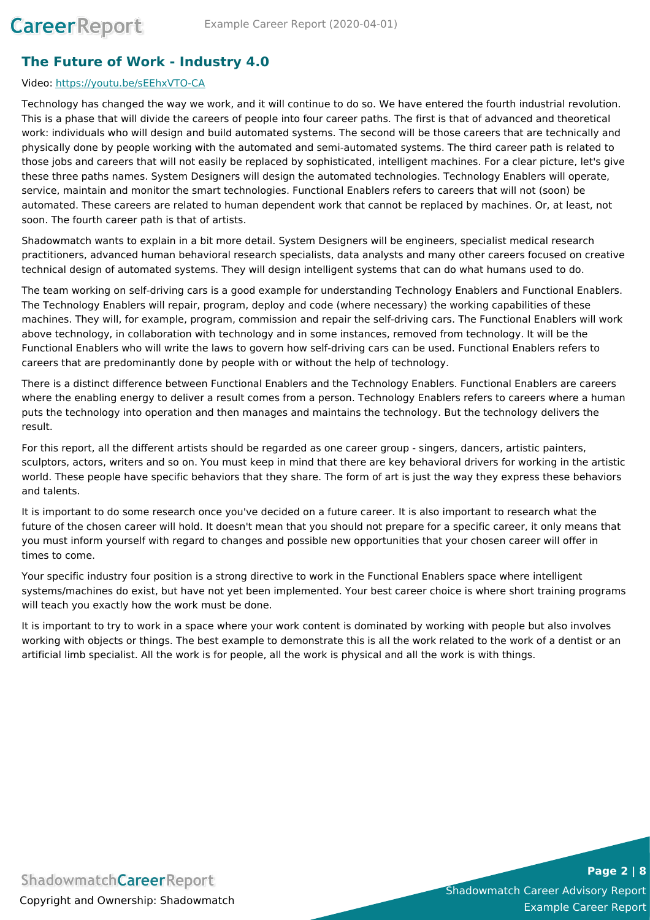## The Future of Work - Industry 4.0

Video: [https://youtu.be/sEEhxVTO-CA](https://youtu.be/sEEhxVTO-CA)

Technology has changed the way we work, and it will continue to do so. We have entered the fourth industrial revolution. This is a phase that will divide the careers of people into four career paths. The first is that of advanced and theoretical work: individuals who will design and build automated systems. The second will be those careers that are technically and physically done by people working with the automated and semi-automated systems. The third career path is related to those jobs and careers that will not easily be replaced by sophisticated, intelligent machines. For a clear picture, let's give these three paths names. System Designers will design the automated technologies. Technology Enablers will operate, service, maintain and monitor the smart technologies. Functional Enablers refers to careers that will not (soon) be automated. These careers are related to human dependent work that cannot be replaced by machines. Or, at least, not soon. The fourth career path is that of artists.

Shadowmatch wants to explain in a bit more detail. System Designers will be engineers, specialist medical research practitioners, advanced human behavioral research specialists, data analysts and many other careers focused on creative technical design of automated systems. They will design intelligent systems that can do what humans used to do.

The team working on self-driving cars is a good example for understanding Technology Enablers and Functional Enablers. The Technology Enablers will repair, program, deploy and code (where necessary) the working capabilities of these machines. They will, for example, program, commission and repair the self-driving cars. The Functional Enablers will work above technology, in collaboration with technology and in some instances, removed from technology. It will be the Functional Enablers who will write the laws to govern how self-driving cars can be used. Functional Enablers refers to careers that are predominantly done by people with or without the help of technology.

There is a distinct difference between Functional Enablers and the Technology Enablers. Functional Enablers are careers where the enabling energy to deliver a result comes from a person. Technology Enablers refers to careers where a human puts the technology into operation and then manages and maintains the technology. But the technology delivers the result.

For this report, all the different artists should be regarded as one career group - singers, dancers, artistic painters, sculptors, actors, writers and so on. You must keep in mind that there are key behavioral drivers for working in the artistic world. These people have specific behaviors that they share. The form of art is just the way they express these behaviors and talents.

It is important to do some research once you've decided on a future career. It is also important to research what the future of the chosen career will hold. It doesn't mean that you should not prepare for a specific career, it only means that you must inform yourself with regard to changes and possible new opportunities that your chosen career will offer in times to come.

Your specific industry four position is a strong directive to work in the Functional Enablers space where intelligent systems/machines do exist, but have not yet been implemented. Your best career choice is where short training programs will teach you exactly how the work must be done.

It is important to try to work in a space where your work content is dominated by working with people but also involves working with objects or things. The best example to demonstrate this is all the work related to the work of a dentist or an artificial limb specialist. All the work is for people, all the work is physical and all the work is with things.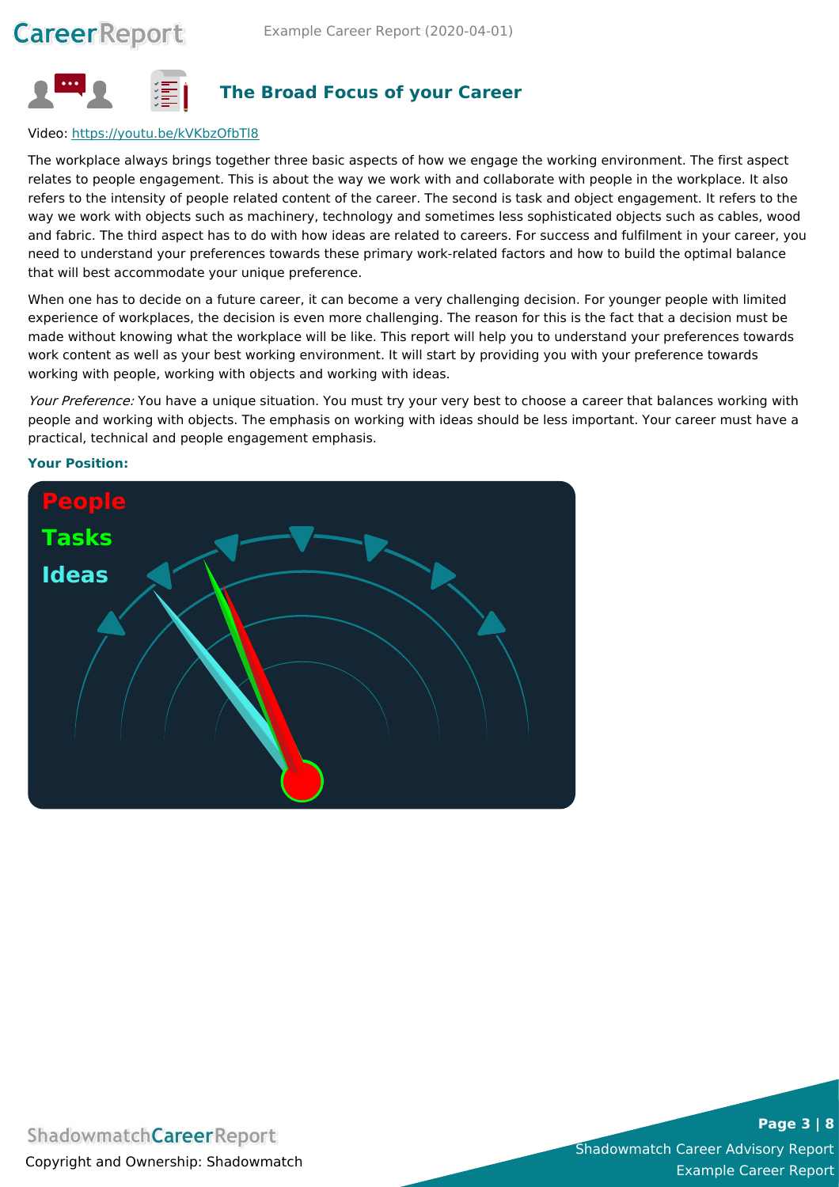## The Broad Focus of your Career

Video: [https://youtu.be/kVKbzOfbTl8](https://youtu.be/kVKbzOfbTl8)

The workplace always brings together three basic aspects of how we engage the working environment. The first aspect relates to people engagement. This is about the way we work with and collaborate with people in the workplace. It also refers to the intensity of people related content of the career. The second is task and object engagement. It refers to the way we work with objects such as machinery, technology and sometimes less sophisticated objects such as cables, wood and fabric. The third aspect has to do with how ideas are related to careers. For success and fulfilment in your career, you need to understand your preferences towards these primary work-related factors and how to build the optimal balance that will best accommodate your unique preference.

When one has to decide on a future career, it can become a very challenging decision. For younger people with limited experience of workplaces, the decision is even more challenging. The reason for this is the fact that a decision must be made without knowing what the workplace will be like. This report will help you to understand your preferences towards work content as well as your best working environment. It will start by providing you with your preference towards working with people, working with objects and working with ideas.

*Your Preference:* You have a unique situation. You must try your very best to choose a career that balances working with people and working with objects. The emphasis on working with ideas should be less important. Your career must have a practical, technical and people engagement emphasis.

**Your Position:**

People
Tasks
Ideas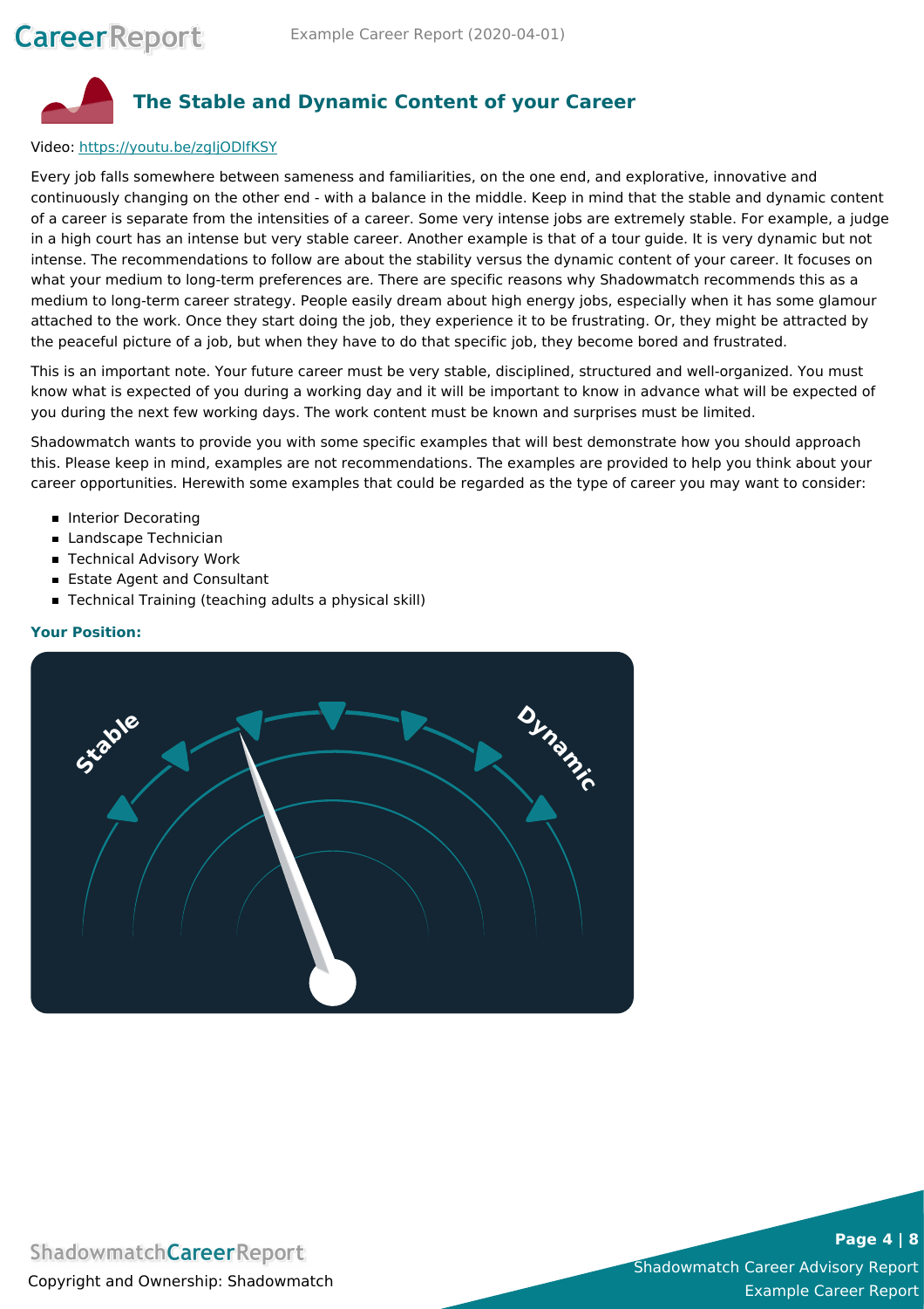## The Stable and Dynamic Content of your Career

Video: [https://youtu.be/zgIjODlfKSY](https://youtu.be/zgIjODlfKSY)

Every job falls somewhere between sameness and familiarities, on the one end, and explorative, innovative and continuously changing on the other end - with a balance in the middle. Keep in mind that the stable and dynamic content of a career is separate from the intensities of a career. Some very intense jobs are extremely stable. For example, a judge in a high court has an intense but very stable career. Another example is that of a tour guide. It is very dynamic but not intense. The recommendations to follow are about the stability versus the dynamic content of your career. It focuses on what your medium to long-term preferences are. There are specific reasons why Shadowmatch recommends this as a medium to long-term career strategy. People easily dream about high energy jobs, especially when it has some glamour attached to the work. Once they start doing the job, they experience it to be frustrating. Or, they might be attracted by the peaceful picture of a job, but when they have to do that specific job, they become bored and frustrated.

This is an important note. Your future career must be very stable, disciplined, structured and well-organized. You must know what is expected of you during a working day and it will be important to know in advance what will be expected of you during the next few working days. The work content must be known and surprises must be limited.

Shadowmatch wants to provide you with some specific examples that will best demonstrate how you should approach this. Please keep in mind, examples are not recommendations. The examples are provided to help you think about your career opportunities. Herewith some examples that could be regarded as the type of career you may want to consider:

- Interior Decorating
- Landscape Technician
- Technical Advisory Work
- Estate Agent and Consultant
- Technical Training (teaching adults a physical skill)

**Your Position:**

Stable

Dynamic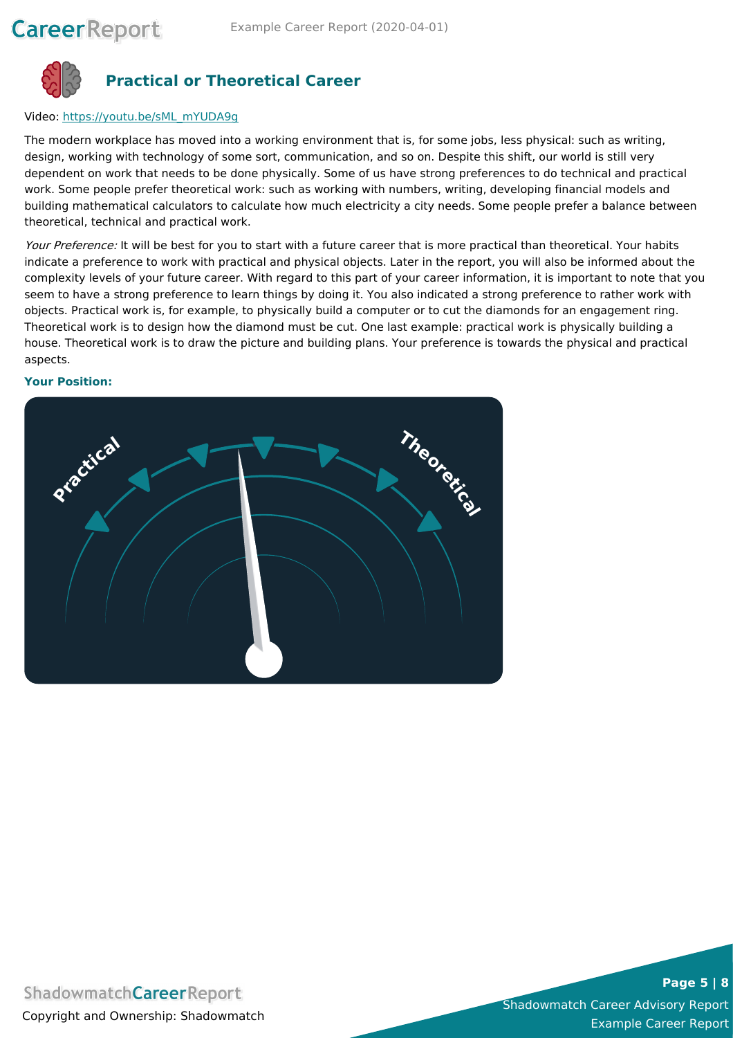## Practical or Theoretical Career

Video: [https://youtu.be/sML_mYUDA9g](https://youtu.be/sML_mYUDA9g)

The modern workplace has moved into a working environment that is, for some jobs, less physical: such as writing, design, working with technology of some sort, communication, and so on. Despite this shift, our world is still very dependent on work that needs to be done physically. Some of us have strong preferences to do technical and practical work. Some people prefer theoretical work: such as working with numbers, writing, developing financial models and building mathematical calculators to calculate how much electricity a city needs. Some people prefer a balance between theoretical, technical and practical work.

*Your Preference:* It will be best for you to start with a future career that is more practical than theoretical. Your habits indicate a preference to work with practical and physical objects. Later in the report, you will also be informed about the complexity levels of your future career. With regard to this part of your career information, it is important to note that you seem to have a strong preference to learn things by doing it. You also indicated a strong preference to rather work with objects. Practical work is, for example, to physically build a computer or to cut the diamonds for an engagement ring. Theoretical work is to design how the diamond must be cut. One last example: practical work is physically building a house. Theoretical work is to draw the picture and building plans. Your preference is towards the physical and practical aspects.

**Your Position:**

Practical — Theoretical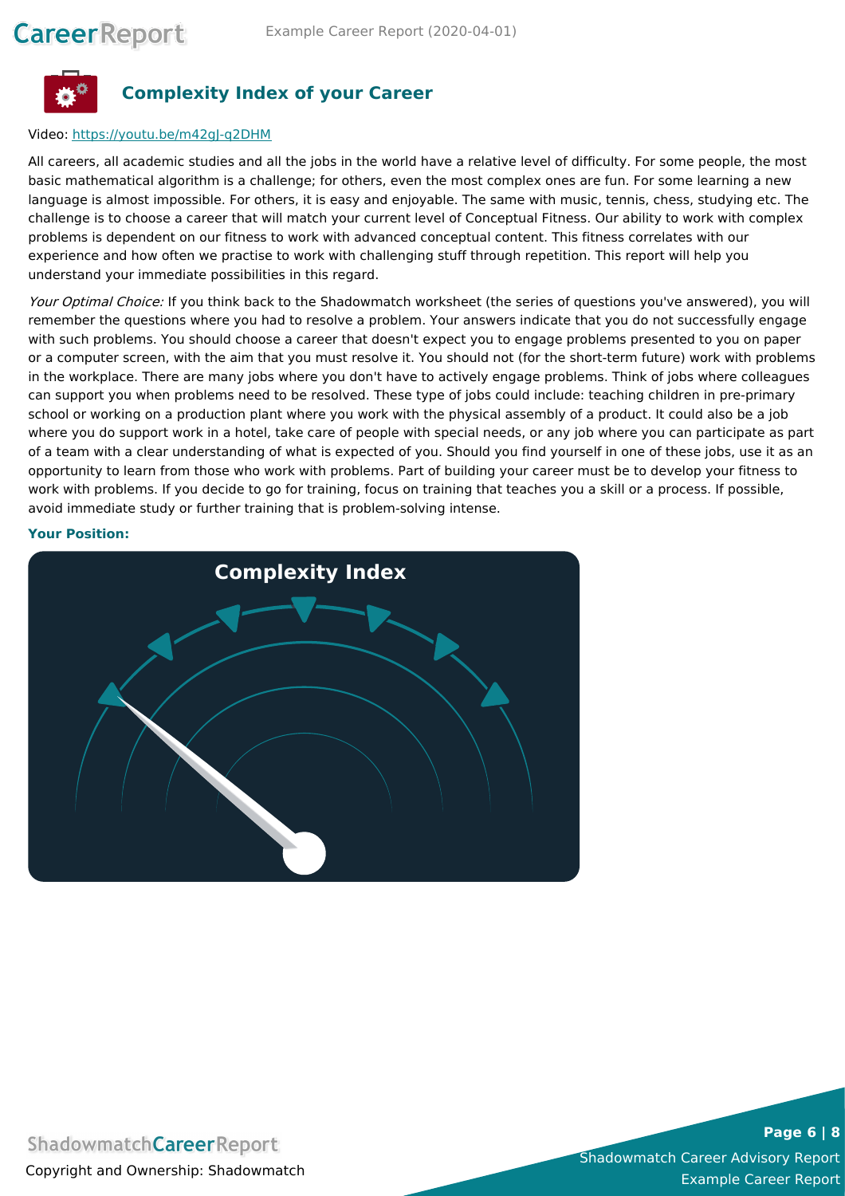## Complexity Index of your Career

Video: [https://youtu.be/m42gJ-q2DHM](https://youtu.be/m42gJ-q2DHM)

All careers, all academic studies and all the jobs in the world have a relative level of difficulty. For some people, the most basic mathematical algorithm is a challenge; for others, even the most complex ones are fun. For some learning a new language is almost impossible. For others, it is easy and enjoyable. The same with music, tennis, chess, studying etc. The challenge is to choose a career that will match your current level of Conceptual Fitness. Our ability to work with complex problems is dependent on our fitness to work with advanced conceptual content. This fitness correlates with our experience and how often we practise to work with challenging stuff through repetition. This report will help you understand your immediate possibilities in this regard.

*Your Optimal Choice:* If you think back to the Shadowmatch worksheet (the series of questions you've answered), you will remember the questions where you had to resolve a problem. Your answers indicate that you do not successfully engage with such problems. You should choose a career that doesn't expect you to engage problems presented to you on paper or a computer screen, with the aim that you must resolve it. You should not (for the short-term future) work with problems in the workplace. There are many jobs where you don't have to actively engage problems. Think of jobs where colleagues can support you when problems need to be resolved. These type of jobs could include: teaching children in pre-primary school or working on a production plant where you work with the physical assembly of a product. It could also be a job where you do support work in a hotel, take care of people with special needs, or any job where you can participate as part of a team with a clear understanding of what is expected of you. Should you find yourself in one of these jobs, use it as an opportunity to learn from those who work with problems. Part of building your career must be to develop your fitness to work with problems. If you decide to go for training, focus on training that teaches you a skill or a process. If possible, avoid immediate study or further training that is problem-solving intense.

**Your Position:**

**Complexity Index**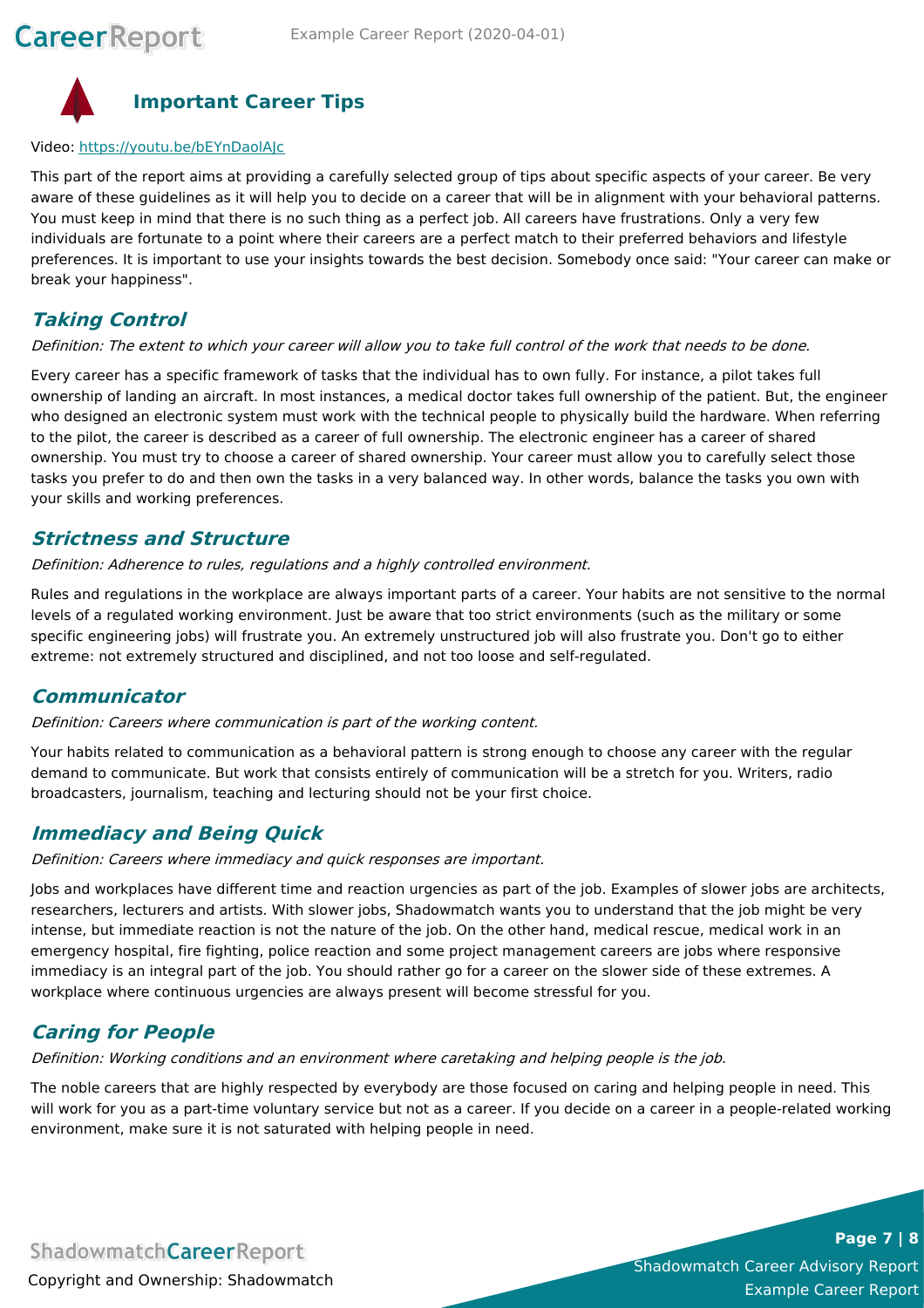## Important Career Tips

Video: [https://youtu.be/bEYnDaolAJc](https://youtu.be/bEYnDaolAJc)

This part of the report aims at providing a carefully selected group of tips about specific aspects of your career. Be very aware of these guidelines as it will help you to decide on a career that will be in alignment with your behavioral patterns. You must keep in mind that there is no such thing as a perfect job. All careers have frustrations. Only a very few individuals are fortunate to a point where their careers are a perfect match to their preferred behaviors and lifestyle preferences. It is important to use your insights towards the best decision. Somebody once said: "Your career can make or break your happiness".

### *Taking Control*

*Definition: The extent to which your career will allow you to take full control of the work that needs to be done.*

Every career has a specific framework of tasks that the individual has to own fully. For instance, a pilot takes full ownership of landing an aircraft. In most instances, a medical doctor takes full ownership of the patient. But, the engineer who designed an electronic system must work with the technical people to physically build the hardware. When referring to the pilot, the career is described as a career of full ownership. The electronic engineer has a career of shared ownership. You must try to choose a career of shared ownership. Your career must allow you to carefully select those tasks you prefer to do and then own the tasks in a very balanced way. In other words, balance the tasks you own with your skills and working preferences.

### *Strictness and Structure*

*Definition: Adherence to rules, regulations and a highly controlled environment.*

Rules and regulations in the workplace are always important parts of a career. Your habits are not sensitive to the normal levels of a regulated working environment. Just be aware that too strict environments (such as the military or some specific engineering jobs) will frustrate you. An extremely unstructured job will also frustrate you. Don't go to either extreme: not extremely structured and disciplined, and not too loose and self-regulated.

### *Communicator*

*Definition: Careers where communication is part of the working content.*

Your habits related to communication as a behavioral pattern is strong enough to choose any career with the regular demand to communicate. But work that consists entirely of communication will be a stretch for you. Writers, radio broadcasters, journalism, teaching and lecturing should not be your first choice.

### *Immediacy and Being Quick*

*Definition: Careers where immediacy and quick responses are important.*

Jobs and workplaces have different time and reaction urgencies as part of the job. Examples of slower jobs are architects, researchers, lecturers and artists. With slower jobs, Shadowmatch wants you to understand that the job might be very intense, but immediate reaction is not the nature of the job. On the other hand, medical rescue, medical work in an emergency hospital, fire fighting, police reaction and some project management careers are jobs where responsive immediacy is an integral part of the job. You should rather go for a career on the slower side of these extremes. A workplace where continuous urgencies are always present will become stressful for you.

### *Caring for People*

*Definition: Working conditions and an environment where caretaking and helping people is the job.*

The noble careers that are highly respected by everybody are those focused on caring and helping people in need. This will work for you as a part-time voluntary service but not as a career. If you decide on a career in a people-related working environment, make sure it is not saturated with helping people in need.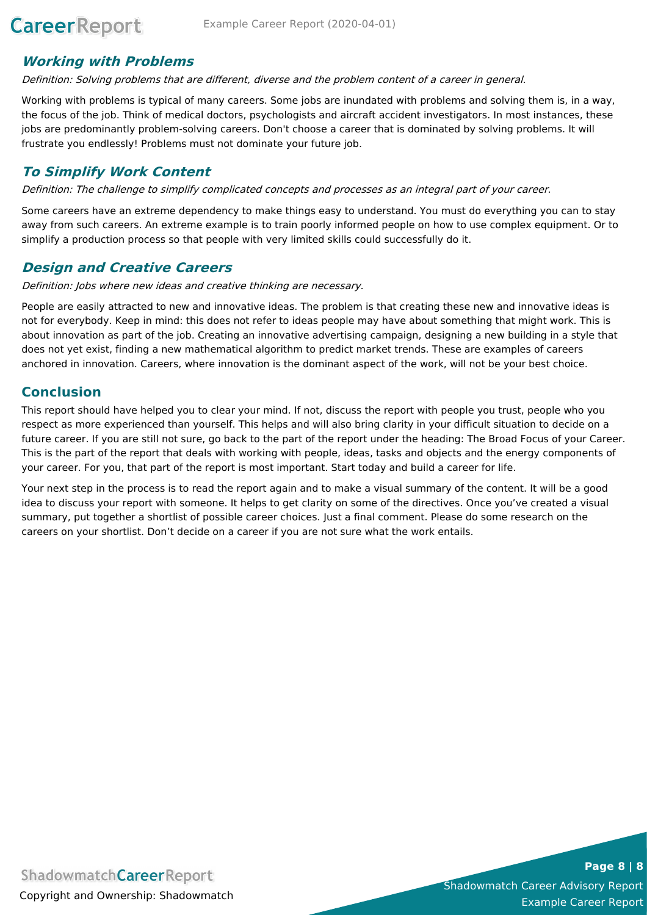## ***Working with Problems***

*Definition: Solving problems that are different, diverse and the problem content of a career in general.*

Working with problems is typical of many careers. Some jobs are inundated with problems and solving them is, in a way, the focus of the job. Think of medical doctors, psychologists and aircraft accident investigators. In most instances, these jobs are predominantly problem-solving careers. Don't choose a career that is dominated by solving problems. It will frustrate you endlessly! Problems must not dominate your future job.

## ***To Simplify Work Content***

*Definition: The challenge to simplify complicated concepts and processes as an integral part of your career.*

Some careers have an extreme dependency to make things easy to understand. You must do everything you can to stay away from such careers. An extreme example is to train poorly informed people on how to use complex equipment. Or to simplify a production process so that people with very limited skills could successfully do it.

## ***Design and Creative Careers***

*Definition: Jobs where new ideas and creative thinking are necessary.*

People are easily attracted to new and innovative ideas. The problem is that creating these new and innovative ideas is not for everybody. Keep in mind: this does not refer to ideas people may have about something that might work. This is about innovation as part of the job. Creating an innovative advertising campaign, designing a new building in a style that does not yet exist, finding a new mathematical algorithm to predict market trends. These are examples of careers anchored in innovation. Careers, where innovation is the dominant aspect of the work, will not be your best choice.

## **Conclusion**

This report should have helped you to clear your mind. If not, discuss the report with people you trust, people who you respect as more experienced than yourself. This helps and will also bring clarity in your difficult situation to decide on a future career. If you are still not sure, go back to the part of the report under the heading: The Broad Focus of your Career. This is the part of the report that deals with working with people, ideas, tasks and objects and the energy components of your career. For you, that part of the report is most important. Start today and build a career for life.

Your next step in the process is to read the report again and to make a visual summary of the content. It will be a good idea to discuss your report with someone. It helps to get clarity on some of the directives. Once you've created a visual summary, put together a shortlist of possible career choices. Just a final comment. Please do some research on the careers on your shortlist. Don't decide on a career if you are not sure what the work entails.